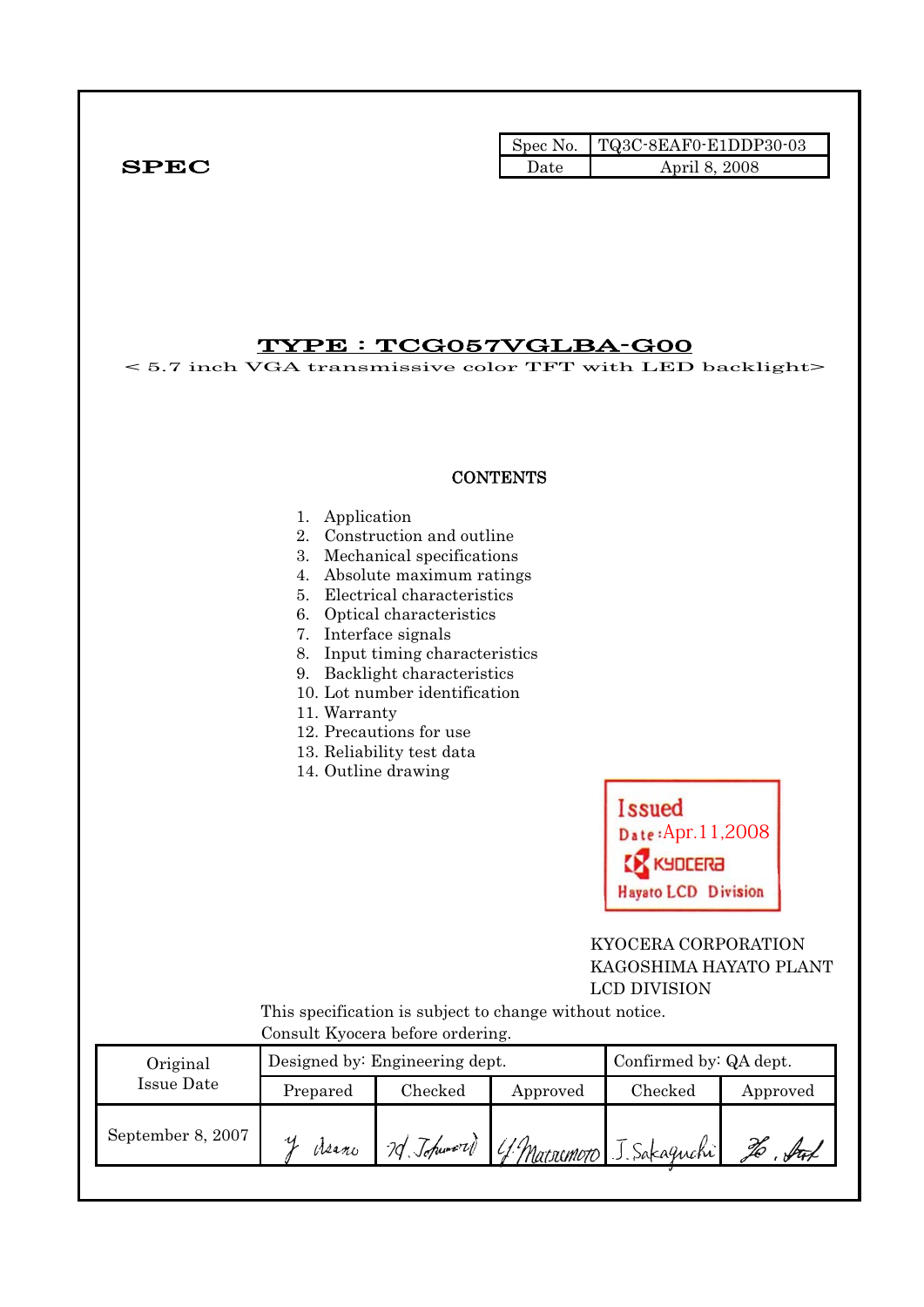**SPEC**

| Spec No. | TQ3C-8EAF0-E1DDP30-03 |
|---|---|
| Date | April 8, 2008 |

# TYPE : TCG057VGLBA-G00

< 5.7 inch VGA transmissive color TFT with LED backlight>

## CONTENTS

1. Application
2. Construction and outline
3. Mechanical specifications
4. Absolute maximum ratings
5. Electrical characteristics
6. Optical characteristics
7. Interface signals
8. Input timing characteristics
9. Backlight characteristics
10. Lot number identification
11. Warranty
12. Precautions for use
13. Reliability test data
14. Outline drawing

Issued
Date : Apr.11,2008
KYOCERA
Hayato LCD Division

KYOCERA CORPORATION
KAGOSHIMA HAYATO PLANT
LCD DIVISION

This specification is subject to change without notice.
Consult Kyocera before ordering.

| Original Issue Date | Designed by: Engineering dept. | | | Confirmed by: QA dept. | |
|---|---|---|---|---|---|
| | Prepared | Checked | Approved | Checked | Approved |
| September 8, 2007 | Y. Asano | M. Tokumori | Y. Matsumoto | J. Sakaguchi | Ko. Sat |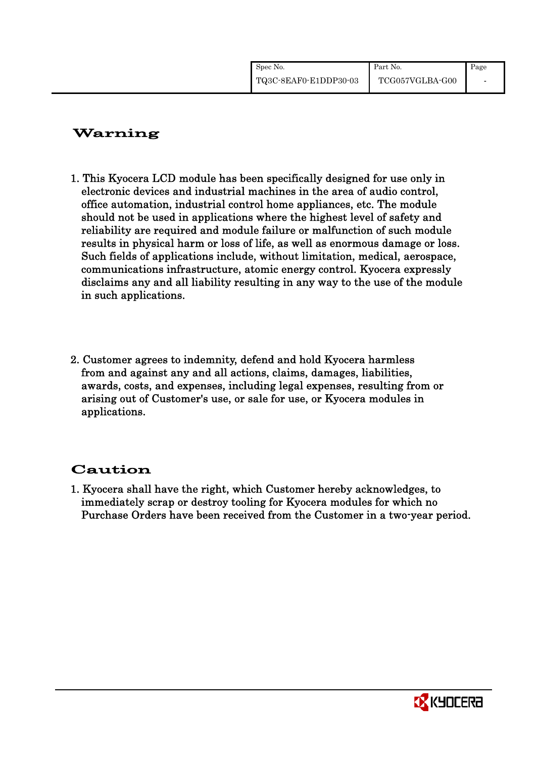## Warning

1. This Kyocera LCD module has been specifically designed for use only in electronic devices and industrial machines in the area of audio control, office automation, industrial control home appliances, etc. The module should not be used in applications where the highest level of safety and reliability are required and module failure or malfunction of such module results in physical harm or loss of life, as well as enormous damage or loss. Such fields of applications include, without limitation, medical, aerospace, communications infrastructure, atomic energy control. Kyocera expressly disclaims any and all liability resulting in any way to the use of the module in such applications.

2. Customer agrees to indemnity, defend and hold Kyocera harmless from and against any and all actions, claims, damages, liabilities, awards, costs, and expenses, including legal expenses, resulting from or arising out of Customer's use, or sale for use, or Kyocera modules in applications.

## Caution

1. Kyocera shall have the right, which Customer hereby acknowledges, to immediately scrap or destroy tooling for Kyocera modules for which no Purchase Orders have been received from the Customer in a two-year period.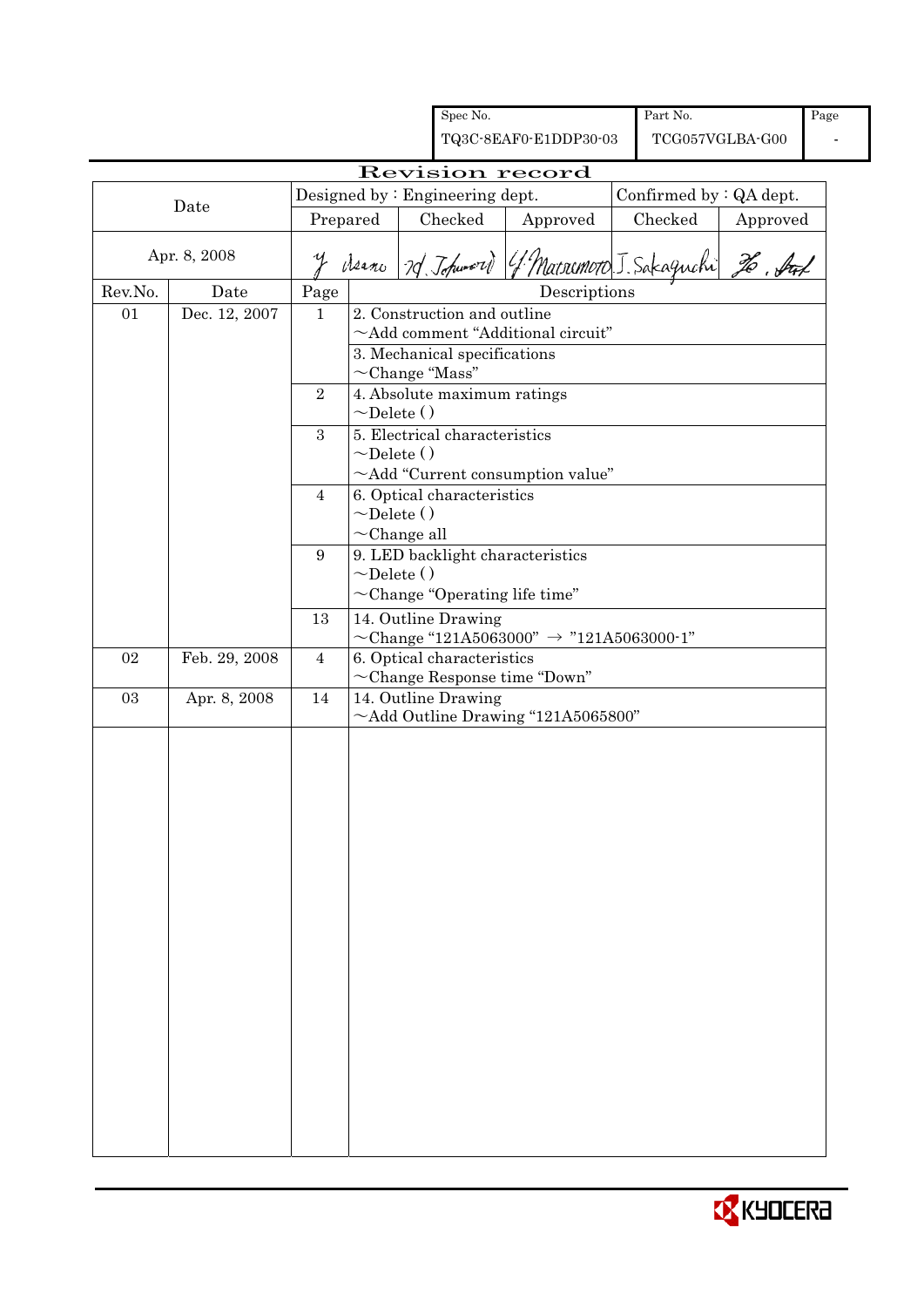| Spec No. | Part No. | Page |
|---|---|---|
| TQ3C-8EAF0-E1DDP30-03 | TCG057VGLBA-G00 | - |

# Revision record

| Date | Designed by : Engineering dept. | | | Confirmed by : QA dept. | |
|---|---|---|---|---|---|
| | Prepared | Checked | Approved | Checked | Approved |
| Apr. 8, 2008 | Y. Asano | M. Tohmori | Y. Matsumoto | J. Sakaguchi | Ho. Aoi |

| Rev.No. | Date | Page | Descriptions |
|---|---|---|---|
| 01 | Dec. 12, 2007 | 1 | 2. Construction and outline<br>~Add comment "Additional circuit" |
| | | | 3. Mechanical specifications<br>~Change "Mass" |
| | | 2 | 4. Absolute maximum ratings<br>~Delete ( ) |
| | | 3 | 5. Electrical characteristics<br>~Delete ( )<br>~Add "Current consumption value" |
| | | 4 | 6. Optical characteristics<br>~Delete ( )<br>~Change all |
| | | 9 | 9. LED backlight characteristics<br>~Delete ( )<br>~Change "Operating life time" |
| | | 13 | 14. Outline Drawing<br>~Change "121A5063000" → "121A5063000-1" |
| 02 | Feb. 29, 2008 | 4 | 6. Optical characteristics<br>~Change Response time "Down" |
| 03 | Apr. 8, 2008 | 14 | 14. Outline Drawing<br>~Add Outline Drawing "121A5065800" |

KYOCERA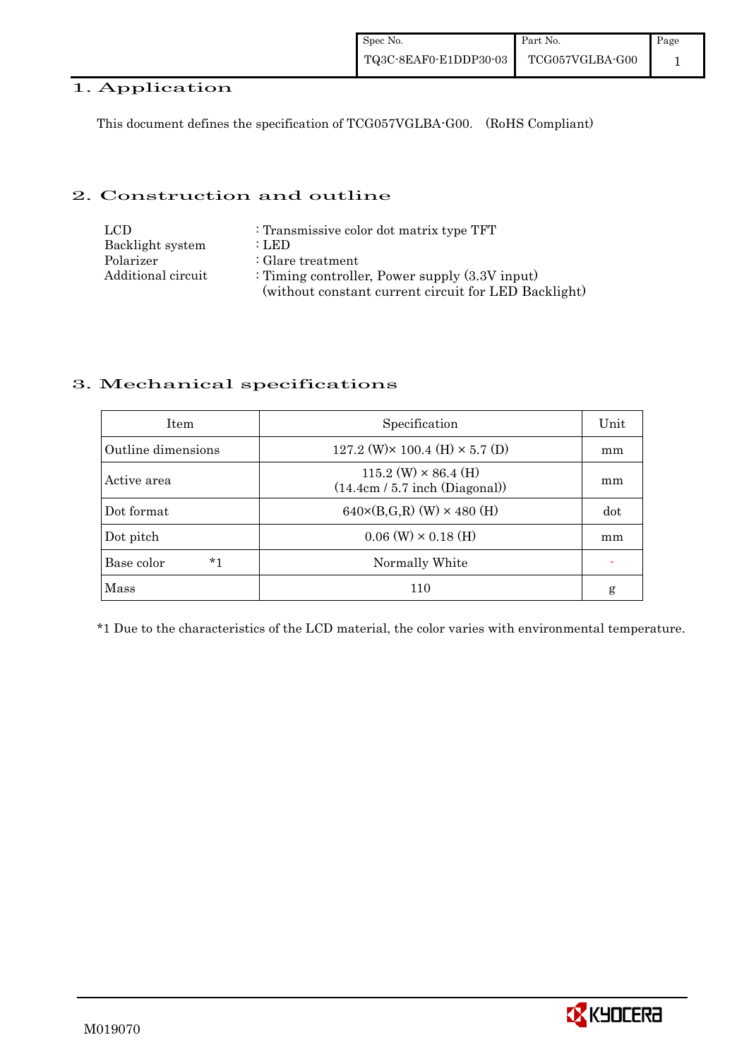## 1. Application

This document defines the specification of TCG057VGLBA-G00. (RoHS Compliant)

## 2. Construction and outline

LCD : Transmissive color dot matrix type TFT
Backlight system : LED
Polarizer : Glare treatment
Additional circuit : Timing controller, Power supply (3.3V input)
(without constant current circuit for LED Backlight)

## 3. Mechanical specifications

| Item | Specification | Unit |
|---|---|---|
| Outline dimensions | 127.2 (W)× 100.4 (H) × 5.7 (D) | mm |
| Active area | 115.2 (W) × 86.4 (H) (14.4cm / 5.7 inch (Diagonal)) | mm |
| Dot format | 640×(B,G,R) (W) × 480 (H) | dot |
| Dot pitch | 0.06 (W) × 0.18 (H) | mm |
| Base color *1 | Normally White | - |
| Mass | 110 | g |

*1 Due to the characteristics of the LCD material, the color varies with environmental temperature.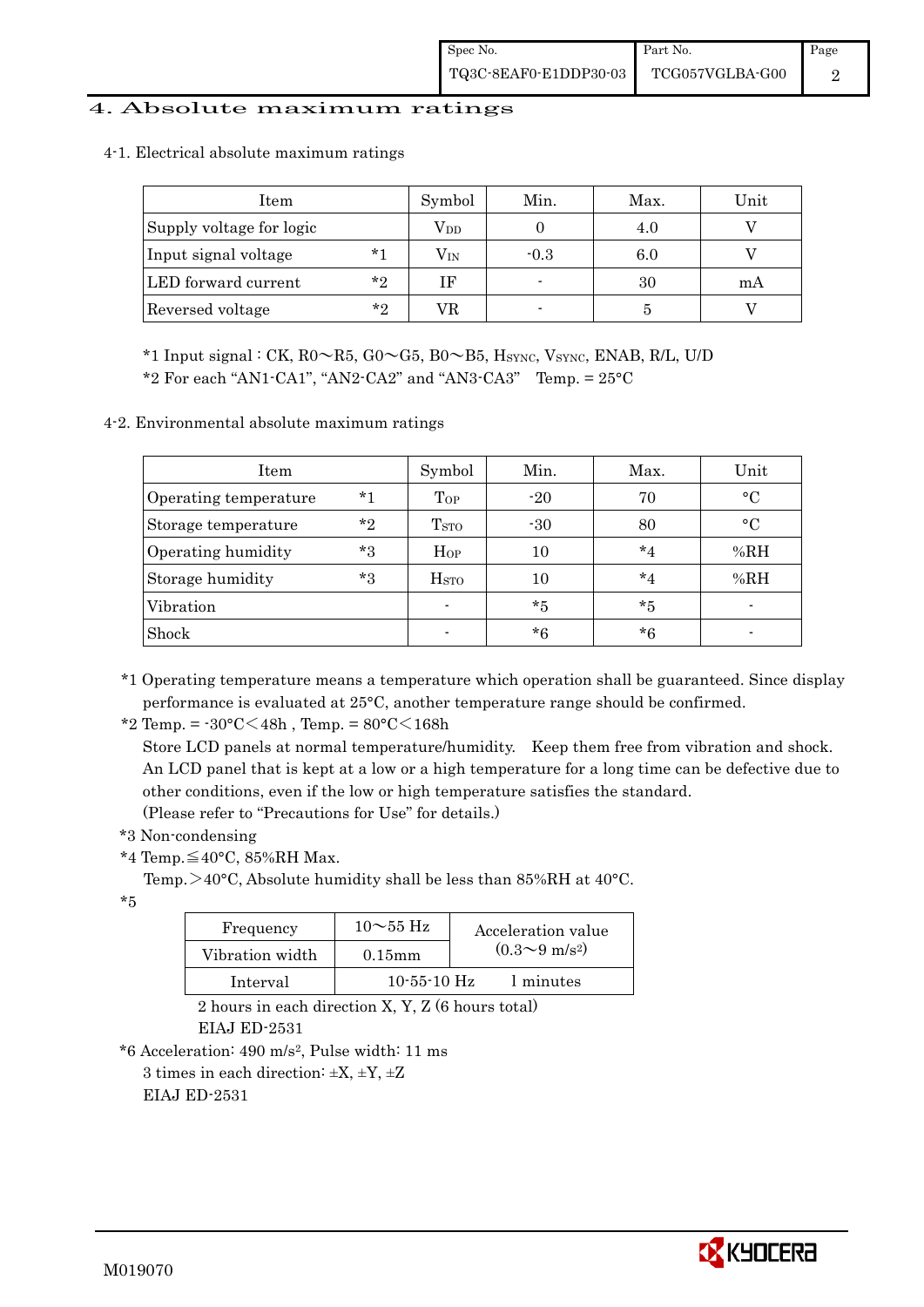# 4. Absolute maximum ratings

4-1. Electrical absolute maximum ratings

| Item | | Symbol | Min. | Max. | Unit |
|---|---|---|---|---|---|
| Supply voltage for logic | | $V_{DD}$ | 0 | 4.0 | V |
| Input signal voltage | *1 | $V_{IN}$ | -0.3 | 6.0 | V |
| LED forward current | *2 | IF | - | 30 | mA |
| Reversed voltage | *2 | VR | - | 5 | V |

*1 Input signal : CK, R0～R5, G0～G5, B0～B5, $H_{SYNC}$, $V_{SYNC}$, ENAB, R/L, U/D
*2 For each "AN1-CA1", "AN2-CA2" and "AN3-CA3"　Temp. = 25°C

4-2. Environmental absolute maximum ratings

| Item | | Symbol | Min. | Max. | Unit |
|---|---|---|---|---|---|
| Operating temperature | *1 | $T_{OP}$ | -20 | 70 | °C |
| Storage temperature | *2 | $T_{STO}$ | -30 | 80 | °C |
| Operating humidity | *3 | $H_{OP}$ | 10 | *4 | %RH |
| Storage humidity | *3 | $H_{STO}$ | 10 | *4 | %RH |
| Vibration | | - | *5 | *5 | - |
| Shock | | - | *6 | *6 | - |

*1 Operating temperature means a temperature which operation shall be guaranteed. Since display performance is evaluated at 25°C, another temperature range should be confirmed.

*2 Temp. = -30°C＜48h , Temp. = 80°C＜168h
Store LCD panels at normal temperature/humidity.　Keep them free from vibration and shock.
An LCD panel that is kept at a low or a high temperature for a long time can be defective due to other conditions, even if the low or high temperature satisfies the standard.
(Please refer to "Precautions for Use" for details.)

*3 Non-condensing

*4 Temp.≦40°C, 85%RH Max.
Temp.＞40°C, Absolute humidity shall be less than 85%RH at 40°C.

*5

| Frequency | 10～55 Hz | Acceleration value ($0.3$～$9\ m/s^2$) |
|---|---|---|
| Vibration width | 0.15mm | |
| Interval | 10-55-10 Hz | 1 minutes |

2 hours in each direction X, Y, Z (6 hours total)
EIAJ ED-2531

*6 Acceleration: 490 $m/s^2$, Pulse width: 11 ms
3 times in each direction: ±X, ±Y, ±Z
EIAJ ED-2531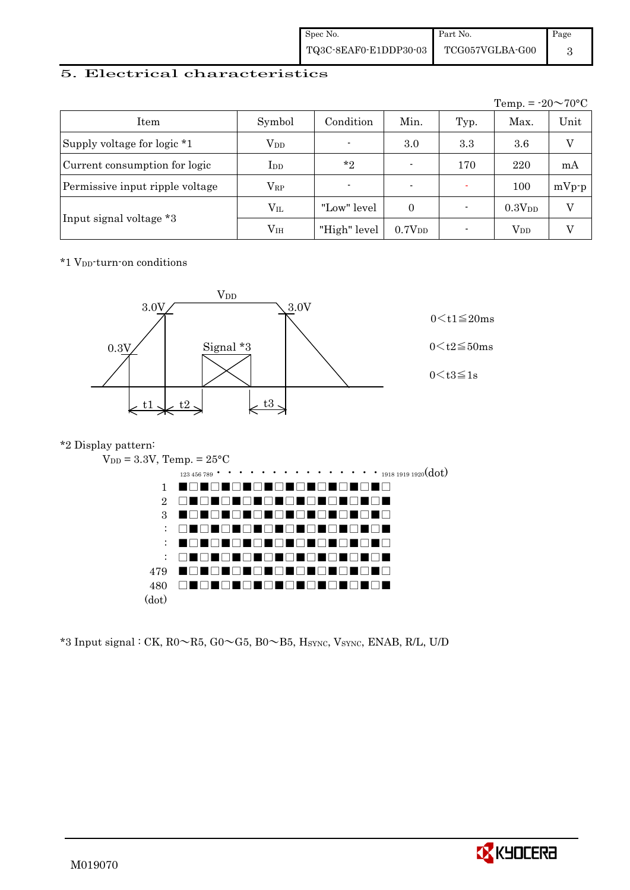## 5. Electrical characteristics

Temp. = -20～70°C

| Item | Symbol | Condition | Min. | Typ. | Max. | Unit |
|---|---|---|---|---|---|---|
| Supply voltage for logic *1 | $V_{DD}$ | - | 3.0 | 3.3 | 3.6 | V |
| Current consumption for logic | $I_{DD}$ | *2 | - | 170 | 220 | mA |
| Permissive input ripple voltage | $V_{RP}$ | - | - | - | 100 | mVp-p |
| Input signal voltage *3 | $V_{IL}$ | "Low" level | 0 | - | $0.3V_{DD}$ | V |
| | $V_{IH}$ | "High" level | $0.7V_{DD}$ | - | $V_{DD}$ | V |

*1 $V_{DD}$-turn-on conditions

$V_{DD}$

3.0V　3.0V

0.3V　Signal *3

t1　t2　t3

$0 < t1 \leqq 20ms$

$0 < t2 \leqq 50ms$

$0 < t3 \leqq 1s$

*2 Display pattern:

$V_{DD}$ = 3.3V, Temp. = 25°C

123 456 789 · · · · · · · · · · · · · · · 1918 1919 1920(dot)

1 ■□■□■□■□■□■□■□■□■□■□
2 □■□■□■□■□■□■□■□■□■□■
3 ■□■□■□■□■□■□■□■□■□■□
: □■□■□■□■□■□■□■□■□■□■
: ■□■□■□■□■□■□■□■□■□■□
: □■□■□■□■□■□■□■□■□■□■
479 ■□■□■□■□■□■□■□■□■□■□
480 □■□■□■□■□■□■□■□■□■□■
(dot)

*3 Input signal : CK, R0～R5, G0～G5, B0～B5, $H_{SYNC}$, $V_{SYNC}$, ENAB, R/L, U/D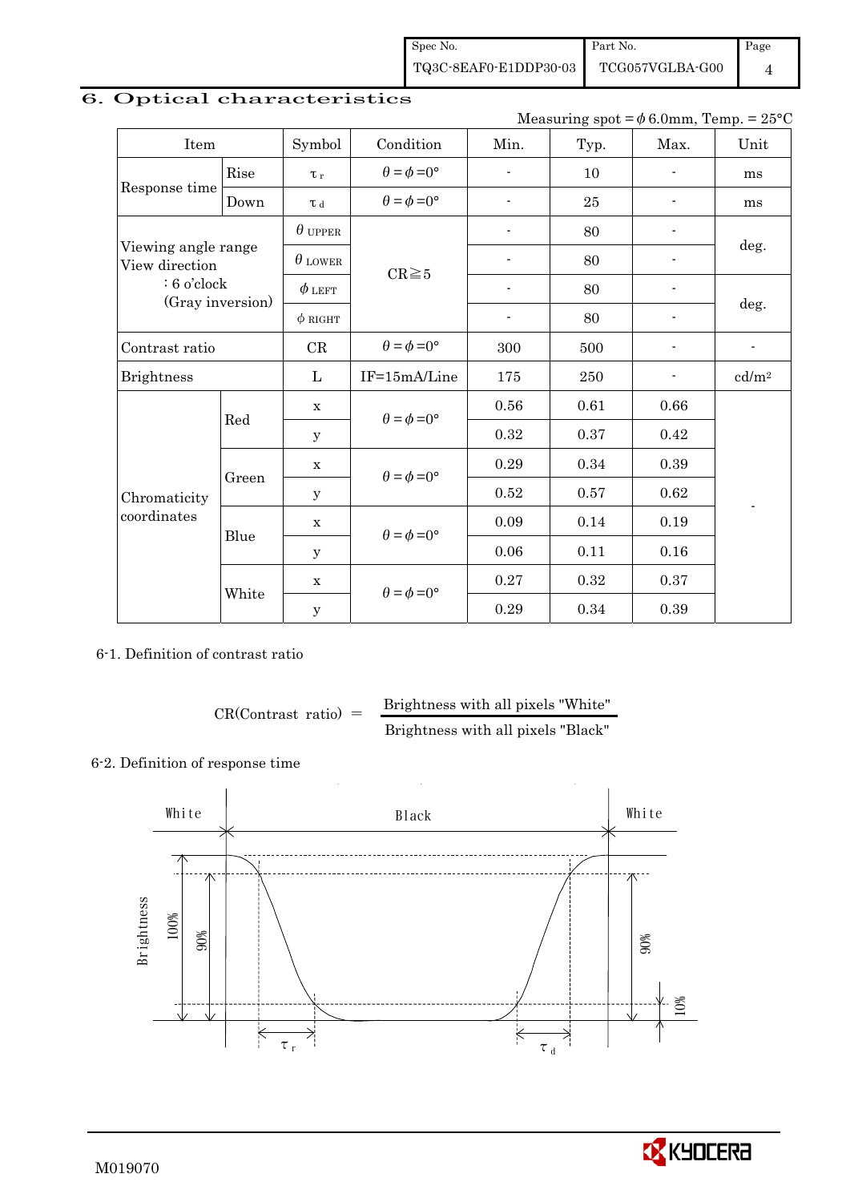## 6. Optical characteristics

Measuring spot = $\phi$ 6.0mm, Temp. = 25°C

| Item | | Symbol | Condition | Min. | Typ. | Max. | Unit |
|---|---|---|---|---|---|---|---|
| Response time | Rise | $\tau_r$ | $\theta=\phi=0°$ | - | 10 | - | ms |
| | Down | $\tau_d$ | $\theta=\phi=0°$ | - | 25 | - | ms |
| Viewing angle range View direction : 6 o'clock (Gray inversion) | | $\theta_{UPPER}$ | CR≧5 | - | 80 | - | deg. |
| | | $\theta_{LOWER}$ | | - | 80 | - | |
| | | $\phi_{LEFT}$ | | - | 80 | - | deg. |
| | | $\phi_{RIGHT}$ | | - | 80 | - | |
| Contrast ratio | | CR | $\theta=\phi=0°$ | 300 | 500 | - | - |
| Brightness | | L | IF=15mA/Line | 175 | 250 | - | cd/m$^2$ |
| Chromaticity coordinates | Red | x | $\theta=\phi=0°$ | 0.56 | 0.61 | 0.66 | - |
| | | y | | 0.32 | 0.37 | 0.42 | |
| | Green | x | $\theta=\phi=0°$ | 0.29 | 0.34 | 0.39 | |
| | | y | | 0.52 | 0.57 | 0.62 | |
| | Blue | x | $\theta=\phi=0°$ | 0.09 | 0.14 | 0.19 | |
| | | y | | 0.06 | 0.11 | 0.16 | |
| | White | x | $\theta=\phi=0°$ | 0.27 | 0.32 | 0.37 | |
| | | y | | 0.29 | 0.34 | 0.39 | |

### 6-1. Definition of contrast ratio

$$\text{CR(Contrast ratio)} = \frac{\text{Brightness with all pixels "White"}}{\text{Brightness with all pixels "Black"}}$$

### 6-2. Definition of response time

White — Black — White

Brightness, 100%, 90%, 90%, 10%, $\tau_r$, $\tau_d$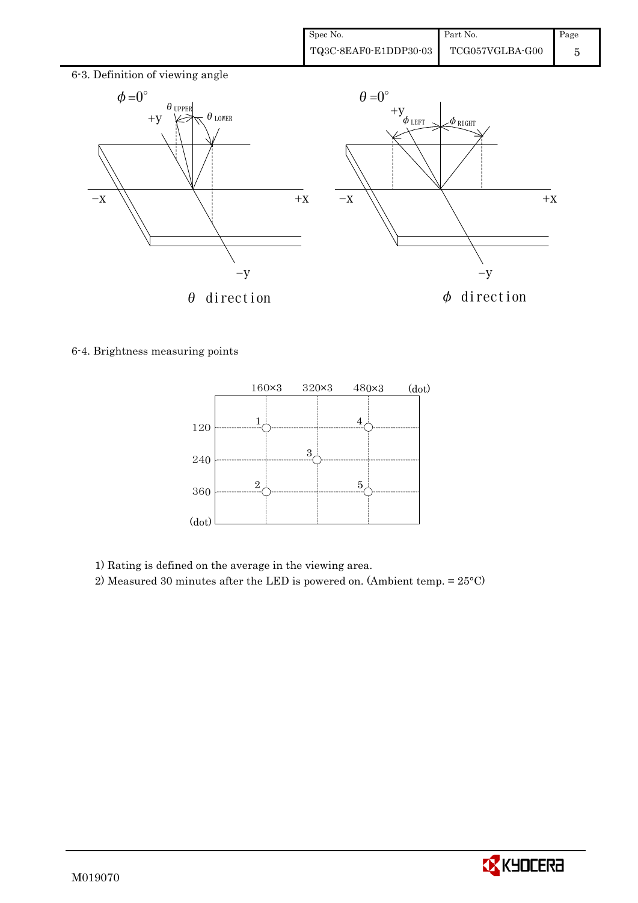6-3. Definition of viewing angle

$\phi = 0°$

$\theta_{UPPER}$ $\theta_{LOWER}$

+y, −x, +x, −y

$\theta$ direction

$\theta = 0°$

$\phi_{LEFT}$ $\phi_{RIGHT}$

+y, −x, +x, −y

$\phi$ direction

6-4. Brightness measuring points

160×3 320×3 480×3 (dot)

120, 240, 360 (dot)

1, 2, 3, 4, 5

1) Rating is defined on the average in the viewing area.

2) Measured 30 minutes after the LED is powered on. (Ambient temp. = 25°C)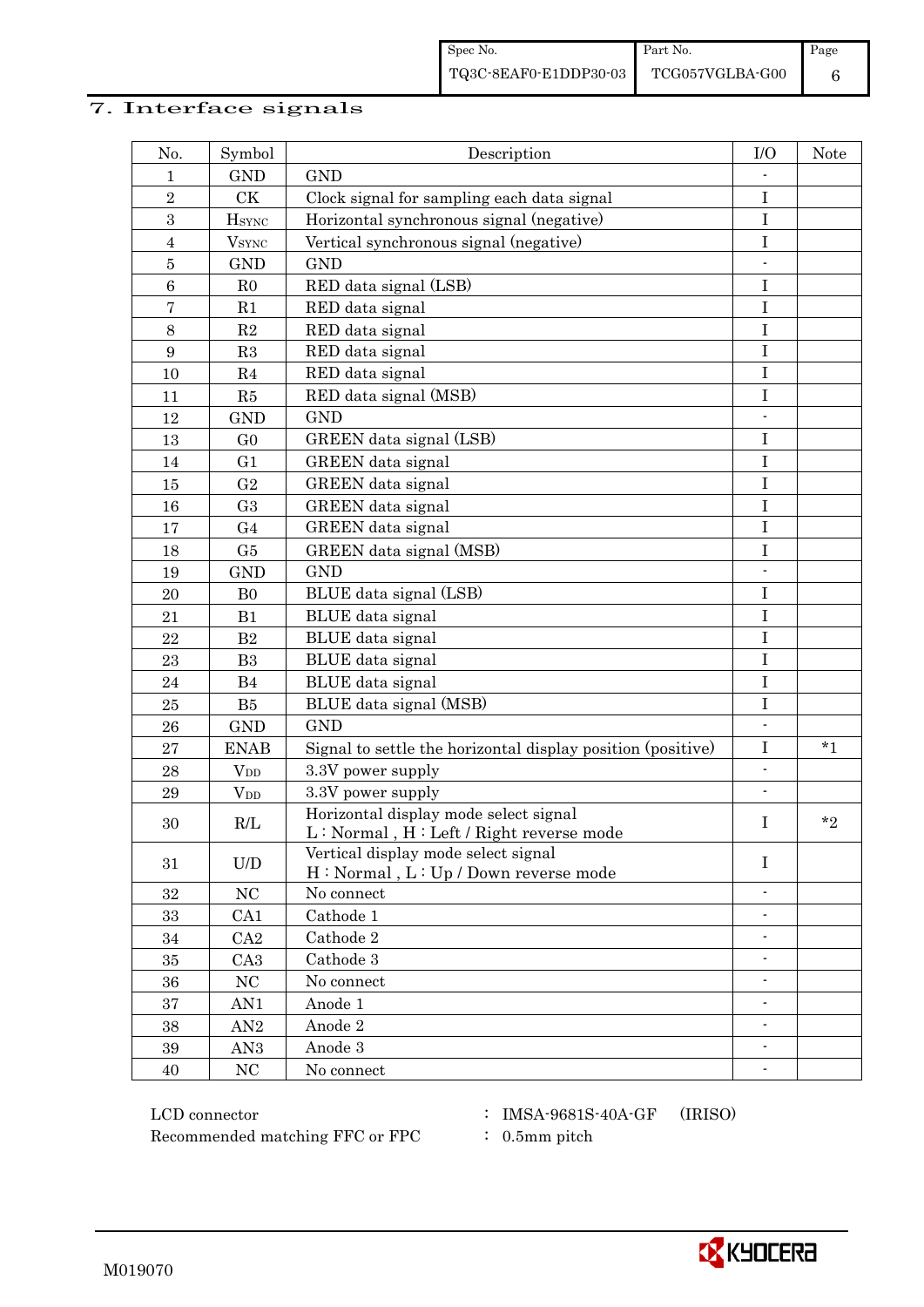## 7. Interface signals

| No. | Symbol | Description | I/O | Note |
|---|---|---|---|---|
| 1 | GND | GND | - | |
| 2 | CK | Clock signal for sampling each data signal | I | |
| 3 | $H_{SYNC}$ | Horizontal synchronous signal (negative) | I | |
| 4 | $V_{SYNC}$ | Vertical synchronous signal (negative) | I | |
| 5 | GND | GND | - | |
| 6 | R0 | RED data signal (LSB) | I | |
| 7 | R1 | RED data signal | I | |
| 8 | R2 | RED data signal | I | |
| 9 | R3 | RED data signal | I | |
| 10 | R4 | RED data signal | I | |
| 11 | R5 | RED data signal (MSB) | I | |
| 12 | GND | GND | - | |
| 13 | G0 | GREEN data signal (LSB) | I | |
| 14 | G1 | GREEN data signal | I | |
| 15 | G2 | GREEN data signal | I | |
| 16 | G3 | GREEN data signal | I | |
| 17 | G4 | GREEN data signal | I | |
| 18 | G5 | GREEN data signal (MSB) | I | |
| 19 | GND | GND | - | |
| 20 | B0 | BLUE data signal (LSB) | I | |
| 21 | B1 | BLUE data signal | I | |
| 22 | B2 | BLUE data signal | I | |
| 23 | B3 | BLUE data signal | I | |
| 24 | B4 | BLUE data signal | I | |
| 25 | B5 | BLUE data signal (MSB) | I | |
| 26 | GND | GND | - | |
| 27 | ENAB | Signal to settle the horizontal display position (positive) | I | *1 |
| 28 | $V_{DD}$ | 3.3V power supply | - | |
| 29 | $V_{DD}$ | 3.3V power supply | - | |
| 30 | R/L | Horizontal display mode select signal<br>L : Normal , H : Left / Right reverse mode | I | *2 |
| 31 | U/D | Vertical display mode select signal<br>H : Normal , L : Up / Down reverse mode | I | |
| 32 | NC | No connect | - | |
| 33 | CA1 | Cathode 1 | - | |
| 34 | CA2 | Cathode 2 | - | |
| 35 | CA3 | Cathode 3 | - | |
| 36 | NC | No connect | - | |
| 37 | AN1 | Anode 1 | - | |
| 38 | AN2 | Anode 2 | - | |
| 39 | AN3 | Anode 3 | - | |
| 40 | NC | No connect | - | |

LCD connector : IMSA-9681S-40A-GF (IRISO)

Recommended matching FFC or FPC : 0.5mm pitch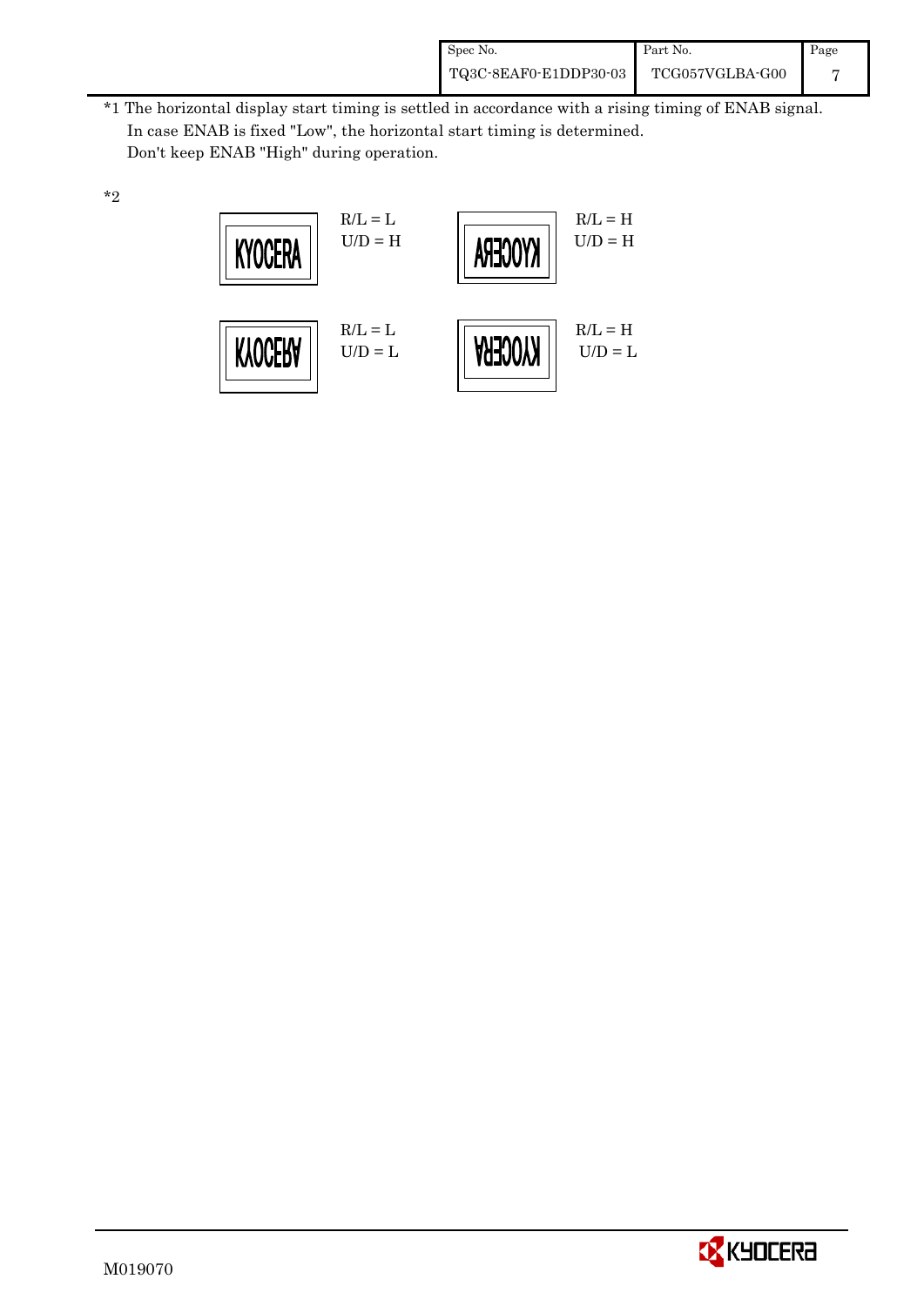*1 The horizontal display start timing is settled in accordance with a rising timing of ENAB signal.
In case ENAB is fixed "Low", the horizontal start timing is determined.
Don't keep ENAB "High" during operation.

*2

| | | | |
|---|---|---|---|
| KYOCERA | R/L = L<br>U/D = H | (mirrored) | R/L = H<br>U/D = H |
| (upside down) | R/L = L<br>U/D = L | (rotated) | R/L = H<br>U/D = L |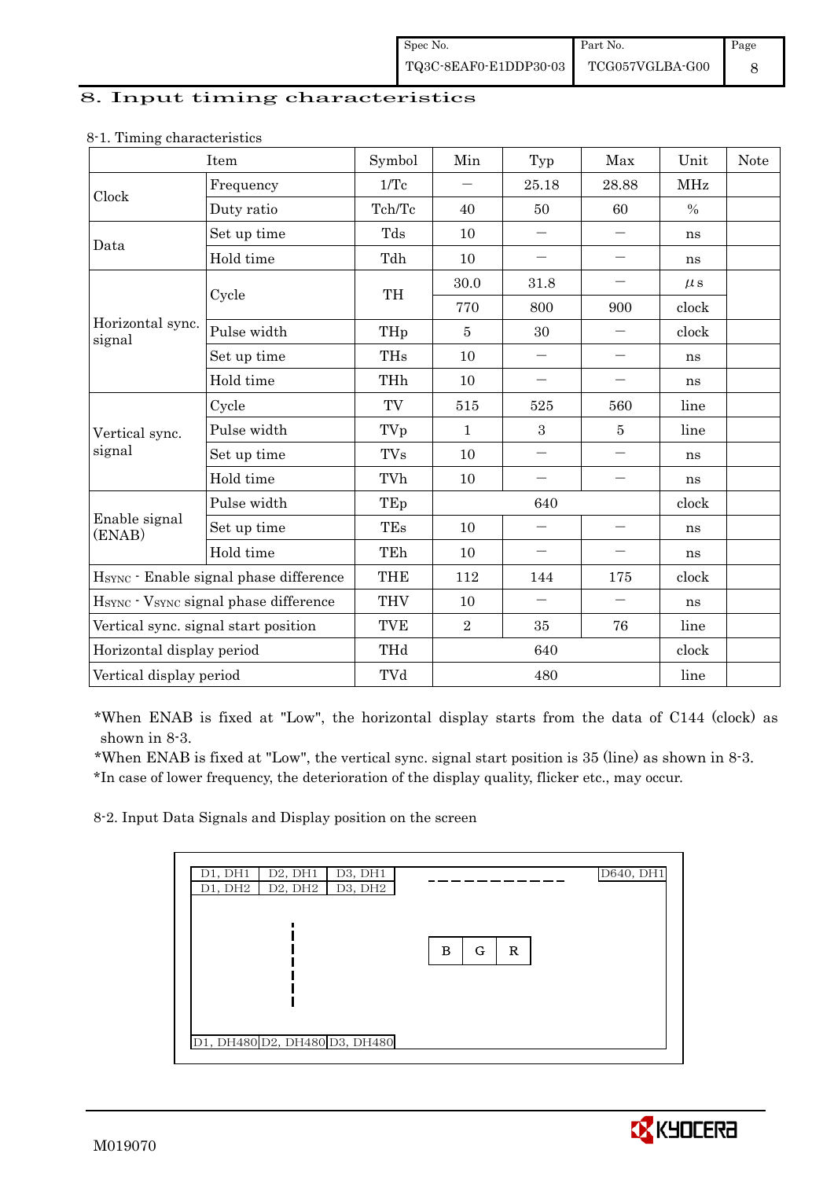# 8. Input timing characteristics

8-1. Timing characteristics

| Item | | Symbol | Min | Typ | Max | Unit | Note |
|---|---|---|---|---|---|---|---|
| Clock | Frequency | 1/Tc | － | 25.18 | 28.88 | MHz | |
| | Duty ratio | Tch/Tc | 40 | 50 | 60 | % | |
| Data | Set up time | Tds | 10 | － | － | ns | |
| | Hold time | Tdh | 10 | － | － | ns | |
| Horizontal sync. signal | Cycle | TH | 30.0 | 31.8 | － | μs | |
| | | | 770 | 800 | 900 | clock | |
| | Pulse width | THp | 5 | 30 | － | clock | |
| | Set up time | THs | 10 | － | － | ns | |
| | Hold time | THh | 10 | － | － | ns | |
| Vertical sync. signal | Cycle | TV | 515 | 525 | 560 | line | |
| | Pulse width | TVp | 1 | 3 | 5 | line | |
| | Set up time | TVs | 10 | － | － | ns | |
| | Hold time | TVh | 10 | － | － | ns | |
| Enable signal (ENAB) | Pulse width | TEp | | 640 | | clock | |
| | Set up time | TEs | 10 | － | － | ns | |
| | Hold time | TEh | 10 | － | － | ns | |
| $H_{SYNC}$ - Enable signal phase difference | | THE | 112 | 144 | 175 | clock | |
| $H_{SYNC}$ - $V_{SYNC}$ signal phase difference | | THV | 10 | － | － | ns | |
| Vertical sync. signal start position | | TVE | 2 | 35 | 76 | line | |
| Horizontal display period | | THd | | 640 | | clock | |
| Vertical display period | | TVd | | 480 | | line | |

*When ENAB is fixed at "Low", the horizontal display starts from the data of C144 (clock) as shown in 8-3.

*When ENAB is fixed at "Low", the vertical sync. signal start position is 35 (line) as shown in 8-3.

*In case of lower frequency, the deterioration of the display quality, flicker etc., may occur.

8-2. Input Data Signals and Display position on the screen

| D1, DH1 | D2, DH1 | D3, DH1 | ---------- | D640, DH1 |
|---|---|---|---|---|
| D1, DH2 | D2, DH2 | D3, DH2 | | |
| ⋮ | | | B G R | |
| D1, DH480 | D2, DH480 | D3, DH480 | | |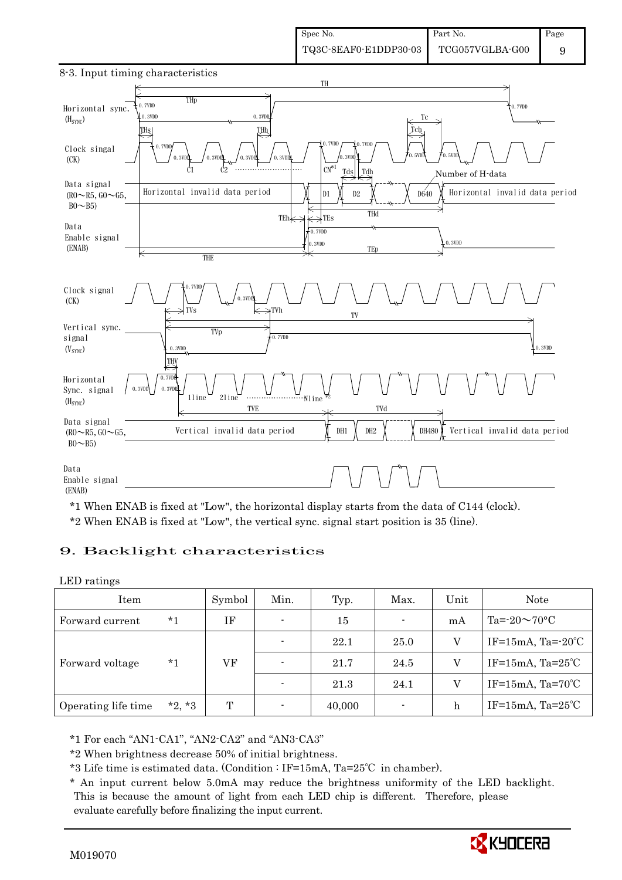## 8-3. Input timing characteristics

*1 When ENAB is fixed at "Low", the horizontal display starts from the data of C144 (clock).

*2 When ENAB is fixed at "Low", the vertical sync. signal start position is 35 (line).

# 9. Backlight characteristics

LED ratings

| Item | | Symbol | Min. | Typ. | Max. | Unit | Note |
|---|---|---|---|---|---|---|---|
| Forward current | *1 | IF | - | 15 | - | mA | Ta=-20～70°C |
| Forward voltage | *1 | VF | - | 22.1 | 25.0 | V | IF=15mA, Ta=-20℃ |
| | | | - | 21.7 | 24.5 | V | IF=15mA, Ta=25℃ |
| | | | - | 21.3 | 24.1 | V | IF=15mA, Ta=70℃ |
| Operating life time | *2, *3 | T | - | 40,000 | - | h | IF=15mA, Ta=25℃ |

*1 For each "AN1-CA1", "AN2-CA2" and "AN3-CA3"

*2 When brightness decrease 50% of initial brightness.

*3 Life time is estimated data. (Condition : IF=15mA, Ta=25℃ in chamber).

* An input current below 5.0mA may reduce the brightness uniformity of the LED backlight. This is because the amount of light from each LED chip is different. Therefore, please evaluate carefully before finalizing the input current.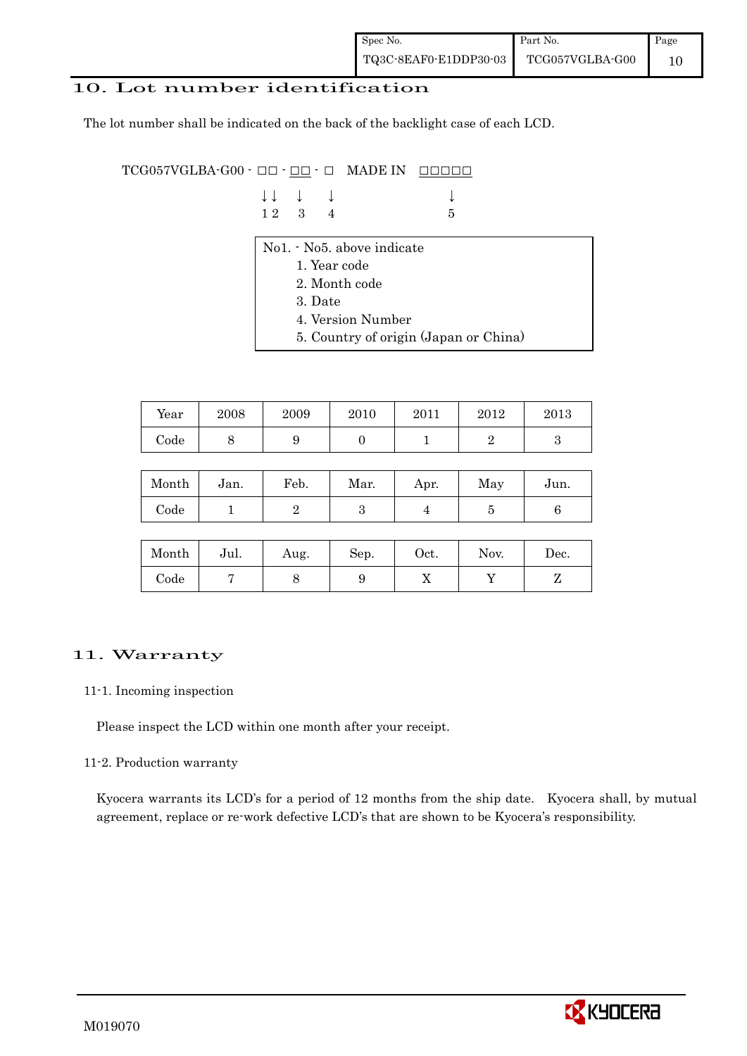## 10. Lot number identification

The lot number shall be indicated on the back of the backlight case of each LCD.

```
TCG057VGLBA-G00 - □□ - □□ - □   MADE IN  □□□□□
                  ↓↓   ↓    ↓              ↓
                  1 2  3    4              5
```

No1. - No5. above indicate

1. Year code
2. Month code
3. Date
4. Version Number
5. Country of origin (Japan or China)

| Year | 2008 | 2009 | 2010 | 2011 | 2012 | 2013 |
|---|---|---|---|---|---|---|
| Code | 8 | 9 | 0 | 1 | 2 | 3 |

| Month | Jan. | Feb. | Mar. | Apr. | May | Jun. |
|---|---|---|---|---|---|---|
| Code | 1 | 2 | 3 | 4 | 5 | 6 |

| Month | Jul. | Aug. | Sep. | Oct. | Nov. | Dec. |
|---|---|---|---|---|---|---|
| Code | 7 | 8 | 9 | X | Y | Z |

## 11. Warranty

### 11-1. Incoming inspection

Please inspect the LCD within one month after your receipt.

### 11-2. Production warranty

Kyocera warrants its LCD's for a period of 12 months from the ship date. Kyocera shall, by mutual agreement, replace or re-work defective LCD's that are shown to be Kyocera's responsibility.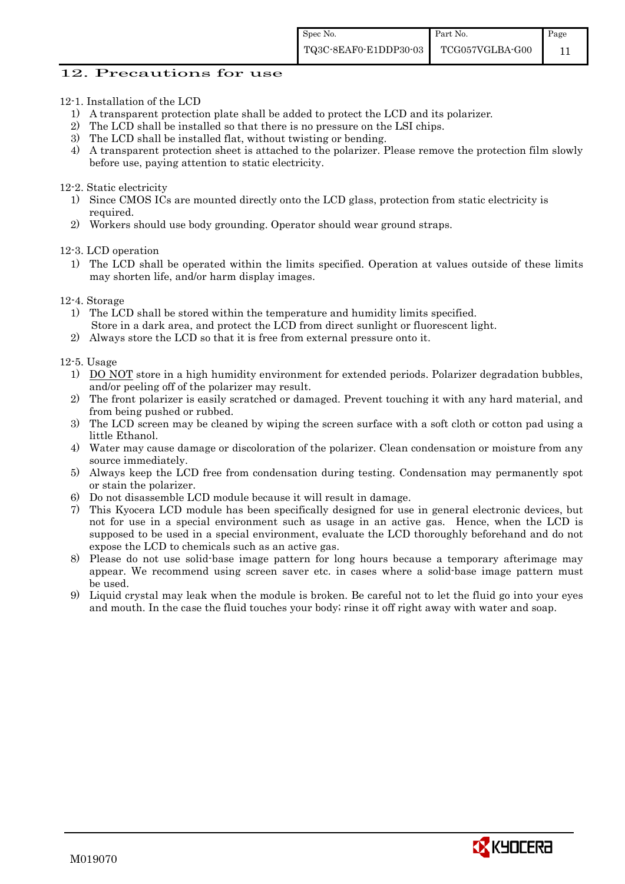## 12. Precautions for use

12-1. Installation of the LCD

1) A transparent protection plate shall be added to protect the LCD and its polarizer.
2) The LCD shall be installed so that there is no pressure on the LSI chips.
3) The LCD shall be installed flat, without twisting or bending.
4) A transparent protection sheet is attached to the polarizer. Please remove the protection film slowly before use, paying attention to static electricity.

12-2. Static electricity

1) Since CMOS ICs are mounted directly onto the LCD glass, protection from static electricity is required.
2) Workers should use body grounding. Operator should wear ground straps.

12-3. LCD operation

1) The LCD shall be operated within the limits specified. Operation at values outside of these limits may shorten life, and/or harm display images.

12-4. Storage

1) The LCD shall be stored within the temperature and humidity limits specified.
   Store in a dark area, and protect the LCD from direct sunlight or fluorescent light.
2) Always store the LCD so that it is free from external pressure onto it.

12-5. Usage

1) DO NOT store in a high humidity environment for extended periods. Polarizer degradation bubbles, and/or peeling off of the polarizer may result.
2) The front polarizer is easily scratched or damaged. Prevent touching it with any hard material, and from being pushed or rubbed.
3) The LCD screen may be cleaned by wiping the screen surface with a soft cloth or cotton pad using a little Ethanol.
4) Water may cause damage or discoloration of the polarizer. Clean condensation or moisture from any source immediately.
5) Always keep the LCD free from condensation during testing. Condensation may permanently spot or stain the polarizer.
6) Do not disassemble LCD module because it will result in damage.
7) This Kyocera LCD module has been specifically designed for use in general electronic devices, but not for use in a special environment such as usage in an active gas. Hence, when the LCD is supposed to be used in a special environment, evaluate the LCD thoroughly beforehand and do not expose the LCD to chemicals such as an active gas.
8) Please do not use solid-base image pattern for long hours because a temporary afterimage may appear. We recommend using screen saver etc. in cases where a solid-base image pattern must be used.
9) Liquid crystal may leak when the module is broken. Be careful not to let the fluid go into your eyes and mouth. In the case the fluid touches your body; rinse it off right away with water and soap.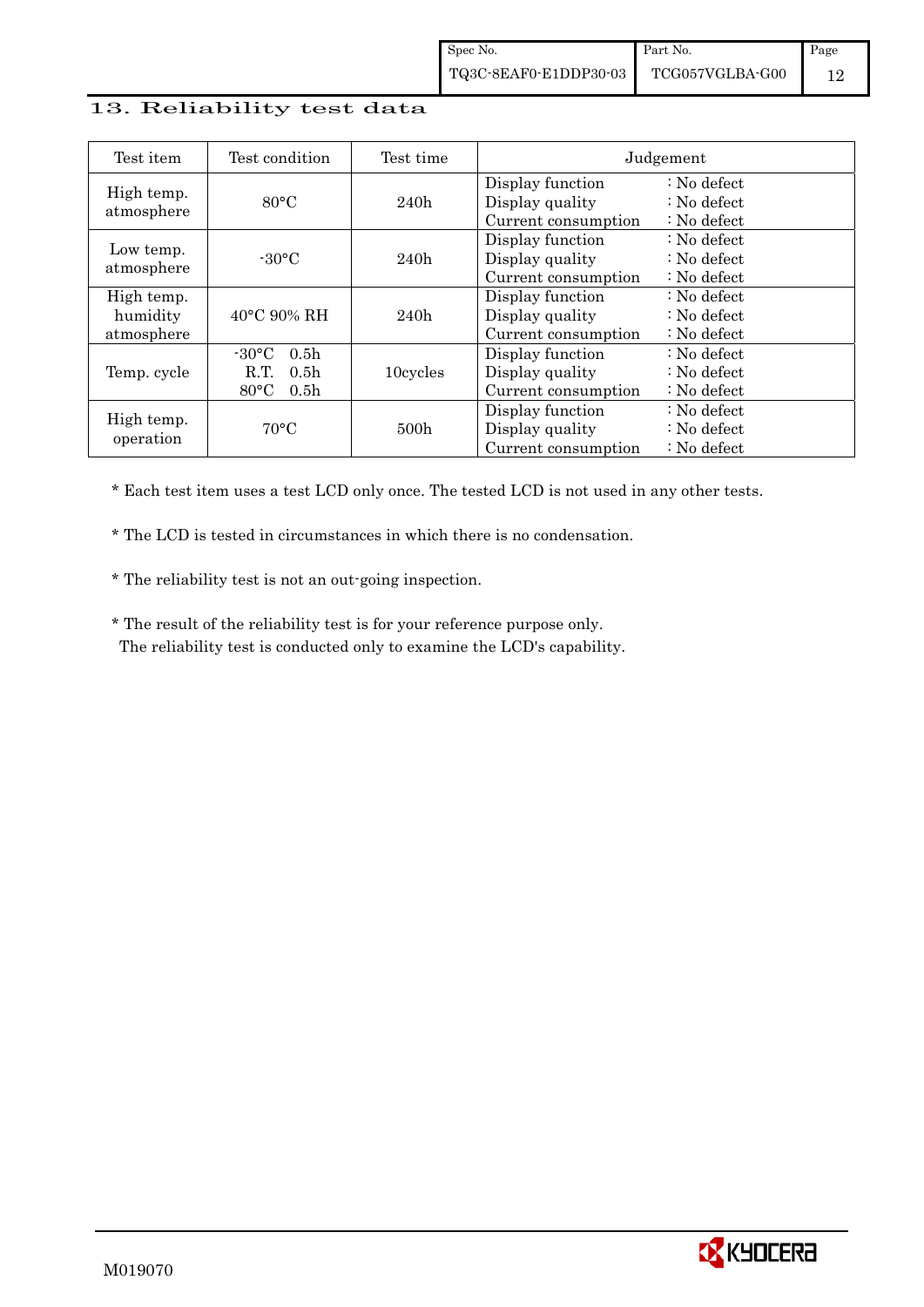## 13. Reliability test data

| Test item | Test condition | Test time | Judgement |
|---|---|---|---|
| High temp. atmosphere | 80°C | 240h | Display function : No defect<br>Display quality : No defect<br>Current consumption : No defect |
| Low temp. atmosphere | -30°C | 240h | Display function : No defect<br>Display quality : No defect<br>Current consumption : No defect |
| High temp. humidity atmosphere | 40°C 90% RH | 240h | Display function : No defect<br>Display quality : No defect<br>Current consumption : No defect |
| Temp. cycle | -30°C 0.5h<br>R.T. 0.5h<br>80°C 0.5h | 10cycles | Display function : No defect<br>Display quality : No defect<br>Current consumption : No defect |
| High temp. operation | 70°C | 500h | Display function : No defect<br>Display quality : No defect<br>Current consumption : No defect |

* Each test item uses a test LCD only once. The tested LCD is not used in any other tests.

* The LCD is tested in circumstances in which there is no condensation.

* The reliability test is not an out-going inspection.

* The result of the reliability test is for your reference purpose only.
  The reliability test is conducted only to examine the LCD's capability.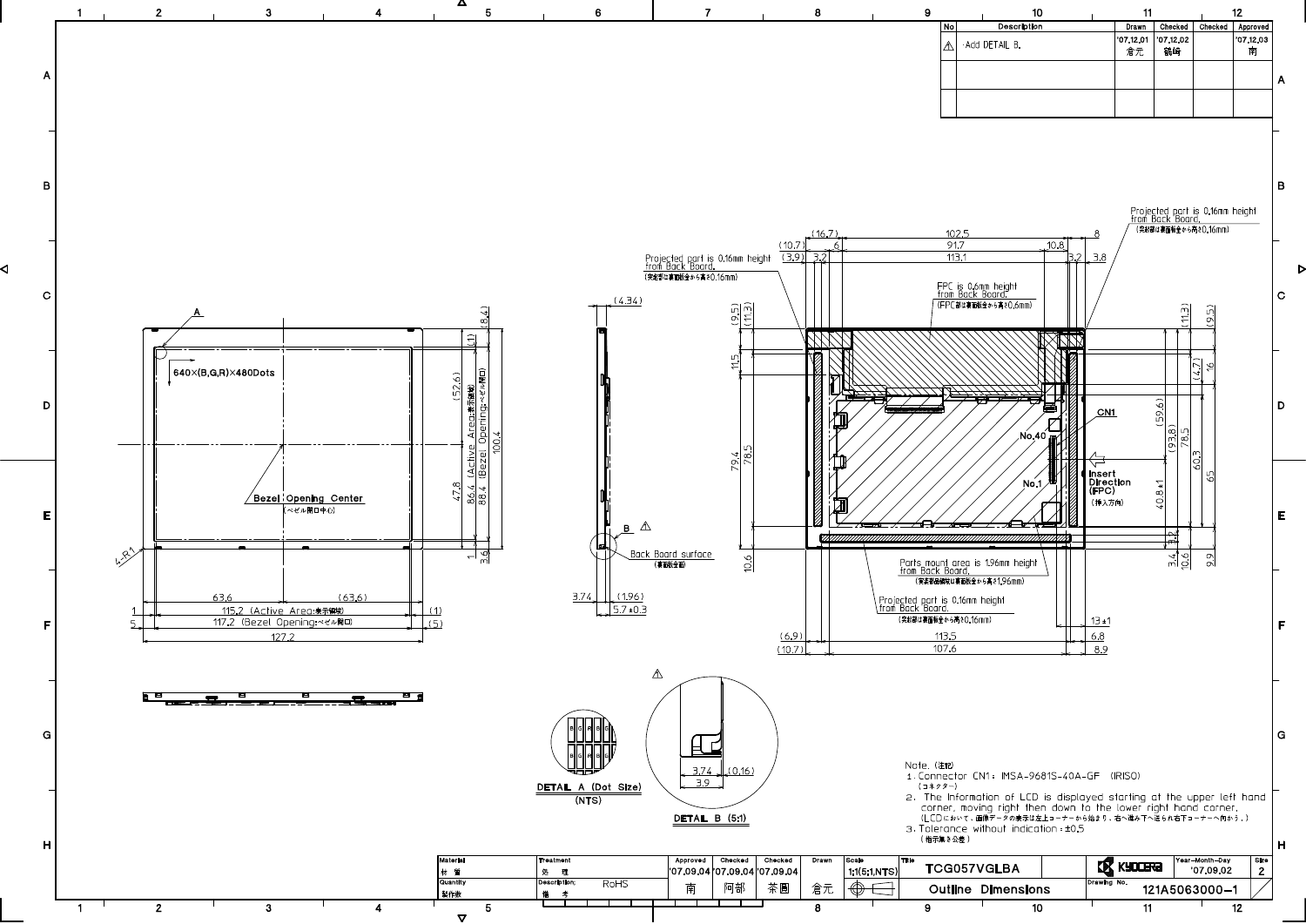| No | Description | Drawn | Checked | Checked | Approved |
|---|---|---|---|---|---|
| ⚠ | ·Add DETAIL B. | '07.12.01 倉元 | '07.12.02 鶴崎 | | '07.12.03 南 |
| | | | | | |
| | | | | | |

Note.(注記)

1. Connector CN1: IMSA-9681S-40A-GF (IRISO)
   (コネクター)
2. The Information of LCD is displayed starting at the upper left hand corner, moving right then down to the lower right hand corner.
   (LCDにおいて、画像データの表示は左上コーナーから始まり、右へ進み下へ送られ右下コーナーへ向かう。)
3. Tolerance without indication: ±0.5
   (指示無き公差)

| Material 材質 | Treatment 処理 | Approved | Checked | Checked | Drawn | Scale | Title | | Year-Month-Day | Size |
|---|---|---|---|---|---|---|---|---|---|---|
| | | '07.09.04 | '07.09.04 | '07.09.04 | | 1:1(5:1,NTS) | TCG057VGLBA | KYOCERA | '07.09.02 | 2 |
| Quantity 製作数 | Description; 備考 RoHS | 南 | 阿部 | 茶園 | 倉元 | | Outline Dimensions | Drawing No. 121A5063000-1 | | |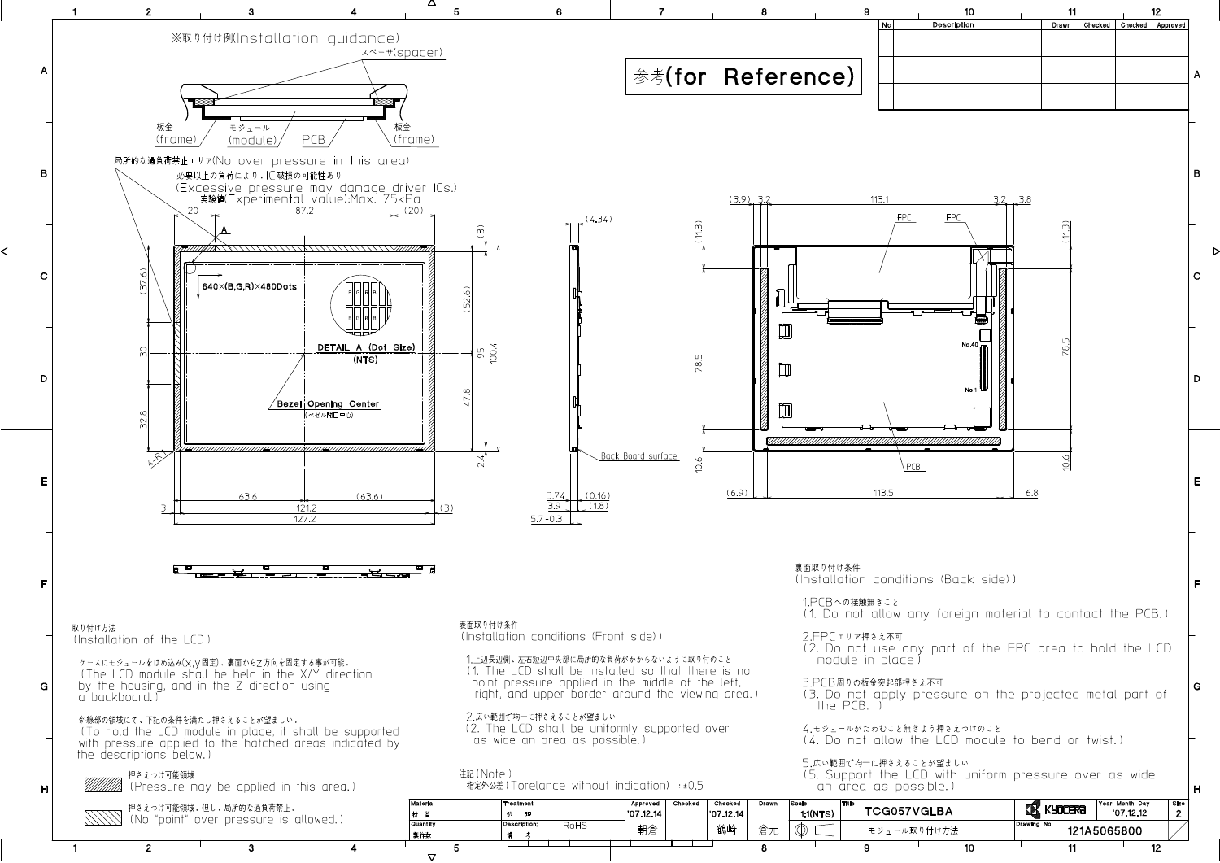※取り付け例(Installation guidance)

スペーサ(spacer)

板金 (frame) モジュール (module) PCB 板金 (frame)

局所的な過負荷禁止エリア(No over pressure in this area)

必要以上の負荷により，IC破損の可能性あり
(Excessive pressure may damage driver ICs.)
実験値(Experimental value):Max. 75kPa

参考(for Reference)

| No | Description | Drawn | Checked | Checked | Approved |
|---|---|---|---|---|---|
| | | | | | |
| | | | | | |

640×(B,G,R)×480Dots

DETAIL A (Dot Size) (NTS)

Bezel Opening Center (ベゼル開口中心)

Back Board surface

FPC　FPC　PCB

No.40　No.1

裏面取り付け条件
(Installation conditions (Back side))

1.PCBへの接触無きこと
(1. Do not allow any foreign material to contact the PCB.)

2.FPCエリア押さえ不可
(2. Do not use any part of the FPC area to hold the LCD module in place)

3.PCB周りの板金突起部押さえ不可
(3. Do not apply pressure on the projected metal part of the PCB. )

4.モジュールがたわむこと無きよう押さえつけのこと
(4. Do not allow the LCD module to bend or twist.)

5.広い範囲で均一に押さえることが望ましい
(5. Support the LCD with uniform pressure over as wide an area as possible.)

取り付け方法
(Installation of the LCD)

ケースにモジュールをはめ込み(x,y固定)，裏面からz方向を固定する事が可能。
(The LCD module shall be held in the X/Y direction by the housing, and in the Z direction using a backboard.)

斜線部の領域にて，下記の条件を満たし押さえることが望ましい。
(To hold the LCD module in place, it shall be supported with pressure applied to the hatched areas indicated by the descriptions below.)

押さえつけ可能領域
(Pressure may be applied in this area.)

押さえつけ可能領域，但し，局所的な過負荷禁止。
(No "point" over pressure is allowed.)

表面取り付け条件
(Installation conditions (Front side))

1.上辺長辺側，左右短辺中央部に局所的な負荷がかからないように取り付けのこと
(1. The LCD shall be installed so that there is no point pressure applied in the middle of the left, right, and upper border around the viewing area.)

2.広い範囲で均一に押さえることが望ましい
(2. The LCD shall be uniformly supported over as wide an area as possible.)

注記(Note)
指定外公差(Torelance without indication) : ±0.5

| Material 材質 | Treatment 処理 | Approved | Checked | Checked | Drawn | Scale | Title | | Year-Month-Day | Size |
|---|---|---|---|---|---|---|---|---|---|---|
| | | '07.12.14 | | '07.12.14 | | 1:1(NTS) | TCG057VGLBA | KYOCERA | '07.12.12 | 2 |
| Quantity 製作数 | Description: 備考 RoHS | 朝倉 | | 鶴崎 | 倉元 | | モジュール取り付け方法 | Drawing No. 121A5065800 | | |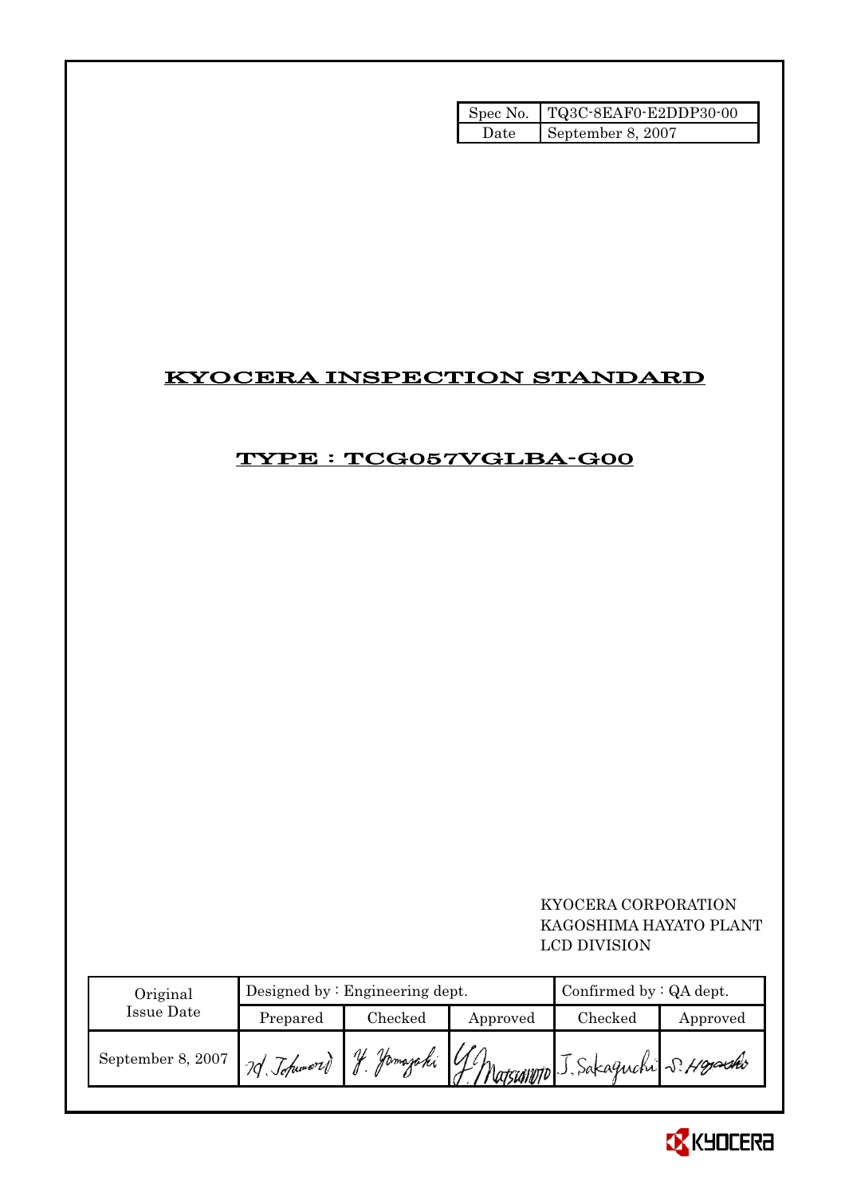| Spec No. | TQ3C-8EAF0-E2DDP30-00 |
| --- | --- |
| Date | September 8, 2007 |

# KYOCERA INSPECTION STANDARD

## TYPE : TCG057VGLBA-G00

KYOCERA CORPORATION
KAGOSHIMA HAYATO PLANT
LCD DIVISION

| Original Issue Date | Designed by : Engineering dept. | | | Confirmed by : QA dept. | |
| --- | --- | --- | --- | --- | --- |
| | Prepared | Checked | Approved | Checked | Approved |
| September 8, 2007 | H. Tokunori | Y. Yamazaki | Y. Matsumoto | J. Sakaguchi | S. Hayashi |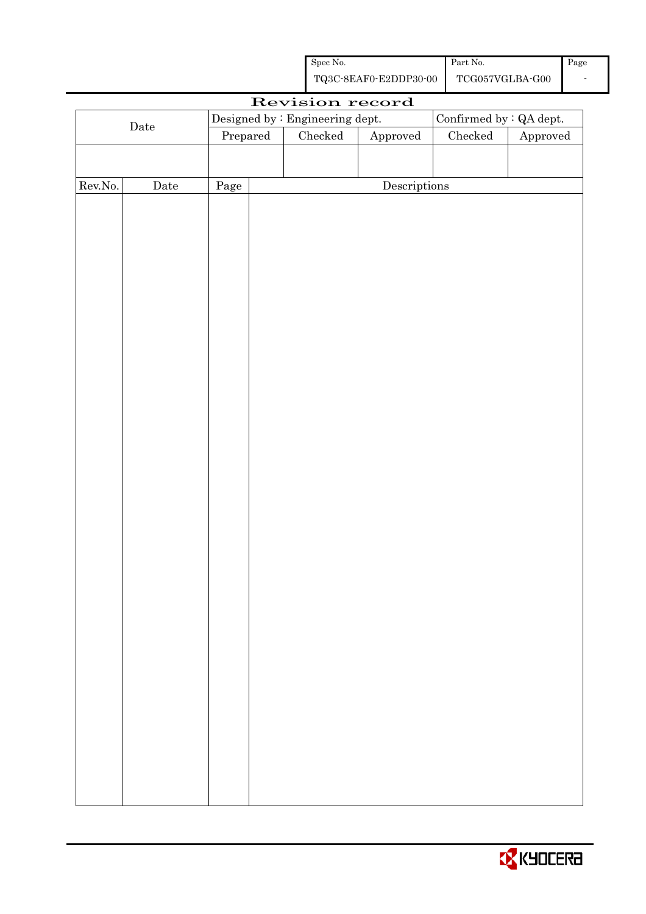| Spec No. | Part No. | Page |
|---|---|---|
| TQ3C-8EAF0-E2DDP30-00 | TCG057VGLBA-G00 | - |

# Revision record

| Date | Designed by : Engineering dept. | | | Confirmed by : QA dept. | |
|---|---|---|---|---|---|
| | Prepared | Checked | Approved | Checked | Approved |
| | | | | | |

| Rev.No. | Date | Page | Descriptions |
|---|---|---|---|
| | | | |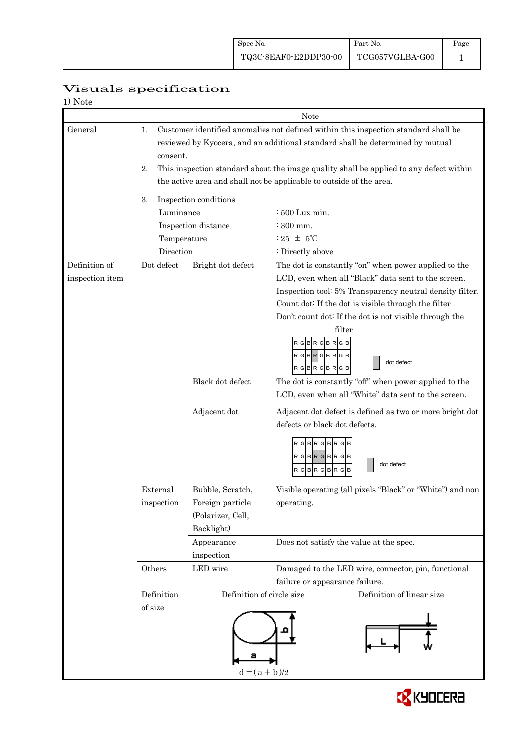| Spec No. | Part No. | Page |
|---|---|---|
| TQ3C-8EAF0-E2DDP30-00 | TCG057VGLBA-G00 | 1 |

# Visuals specification

1) Note

| | Note | | |
|---|---|---|---|
| General | 1. Customer identified anomalies not defined within this inspection standard shall be reviewed by Kyocera, and an additional standard shall be determined by mutual consent.<br>2. This inspection standard about the image quality shall be applied to any defect within the active area and shall not be applicable to outside of the area.<br>3. Inspection conditions<br>Luminance : 500 Lux min.<br>Inspection distance : 300 mm.<br>Temperature : 25 ± 5℃<br>Direction : Directly above | | |
| Definition of inspection item | Dot defect | Bright dot defect | The dot is constantly "on" when power applied to the LCD, even when all "Black" data sent to the screen.<br>Inspection tool: 5% Transparency neutral density filter.<br>Count dot: If the dot is visible through the filter<br>Don't count dot: If the dot is not visible through the filter<br>RGBRGBRGB / RGBRGBRGB / RGBRGBRGB — dot defect |
| | | Black dot defect | The dot is constantly "off" when power applied to the LCD, even when all "White" data sent to the screen. |
| | | Adjacent dot | Adjacent dot defect is defined as two or more bright dot defects or black dot defects.<br>RGBRGBRGB / RGBRGBRGB / RGBRGBRGB — dot defect |
| | External inspection | Bubble, Scratch, Foreign particle (Polarizer, Cell, Backlight) | Visible operating (all pixels "Black" or "White") and non operating. |
| | | Appearance inspection | Does not satisfy the value at the spec. |
| | Others | LED wire | Damaged to the LED wire, connector, pin, functional failure or appearance failure. |
| | Definition of size | Definition of circle size<br>a, b<br>$d = (a + b)/2$ | Definition of linear size<br>L, W |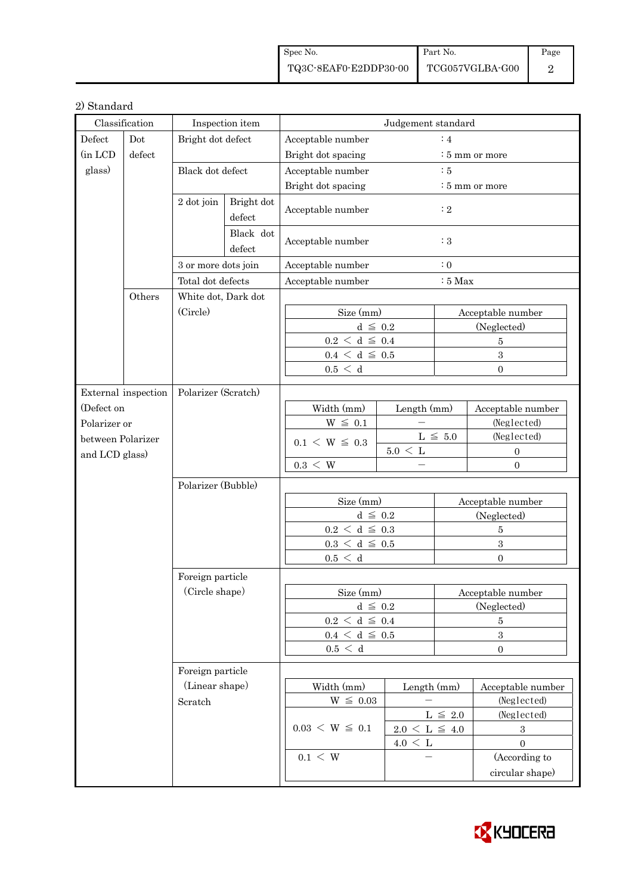2) Standard

| Classification | | Inspection item | | Judgement standard | |
|---|---|---|---|---|---|
| Defect (in LCD glass) | Dot defect | Bright dot defect | | Acceptable number<br>Bright dot spacing | : 4<br>: 5 mm or more |
| | | Black dot defect | | Acceptable number<br>Bright dot spacing | : 5<br>: 5 mm or more |
| | | 2 dot join | Bright dot defect | Acceptable number | : 2 |
| | | | Black dot defect | Acceptable number | : 3 |
| | | 3 or more dots join | | Acceptable number | : 0 |
| | | Total dot defects | | Acceptable number | : 5 Max |
| | Others | White dot, Dark dot (Circle) | | See table below | |
| External inspection (Defect on Polarizer or between Polarizer and LCD glass) | | Polarizer (Scratch) | | See table below | |
| | | Polarizer (Bubble) | | See table below | |
| | | Foreign particle (Circle shape) | | See table below | |
| | | Foreign particle (Linear shape) Scratch | | See table below | |

White dot, Dark dot (Circle)

| Size (mm) | Acceptable number |
|---|---|
| d ≦ 0.2 | (Neglected) |
| 0.2 < d ≦ 0.4 | 5 |
| 0.4 < d ≦ 0.5 | 3 |
| 0.5 < d | 0 |

Polarizer (Scratch)

| Width (mm) | Length (mm) | Acceptable number |
|---|---|---|
| W ≦ 0.1 | ― | (Neglected) |
| 0.1 < W ≦ 0.3 | L ≦ 5.0 | (Neglected) |
| | 5.0 < L | 0 |
| 0.3 < W | ― | 0 |

Polarizer (Bubble)

| Size (mm) | Acceptable number |
|---|---|
| d ≦ 0.2 | (Neglected) |
| 0.2 < d ≦ 0.3 | 5 |
| 0.3 < d ≦ 0.5 | 3 |
| 0.5 < d | 0 |

Foreign particle (Circle shape)

| Size (mm) | Acceptable number |
|---|---|
| d ≦ 0.2 | (Neglected) |
| 0.2 < d ≦ 0.4 | 5 |
| 0.4 < d ≦ 0.5 | 3 |
| 0.5 < d | 0 |

Foreign particle (Linear shape) Scratch

| Width (mm) | Length (mm) | Acceptable number |
|---|---|---|
| W ≦ 0.03 | ― | (Neglected) |
| 0.03 < W ≦ 0.1 | L ≦ 2.0 | (Neglected) |
| | 2.0 < L ≦ 4.0 | 3 |
| | 4.0 < L | 0 |
| 0.1 < W | ― | (According to circular shape) |